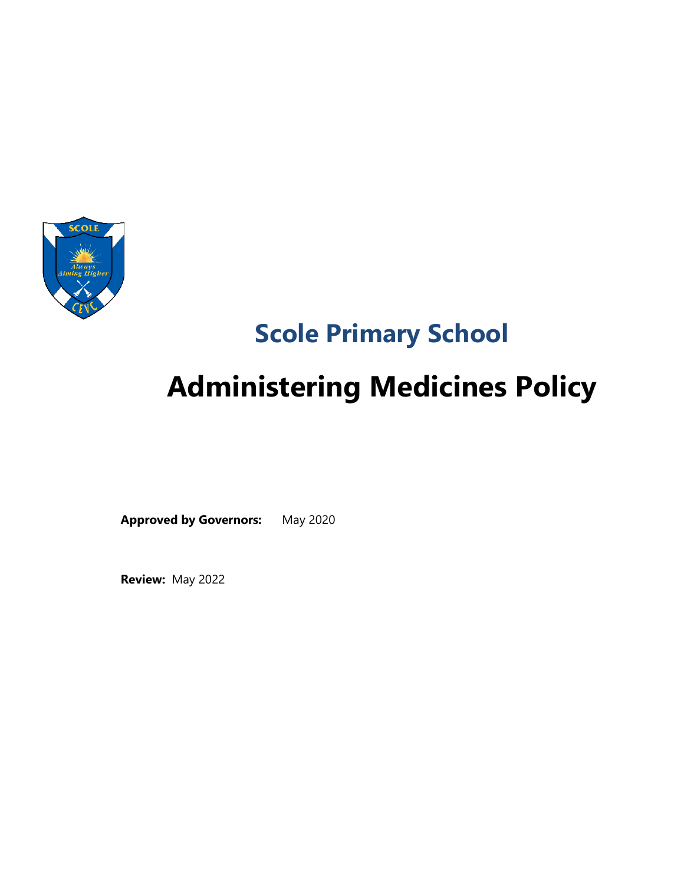# Scole Primary School

# Administering Medicines Policy

**Approved by Governors:** May 2020

**Review:** May 2022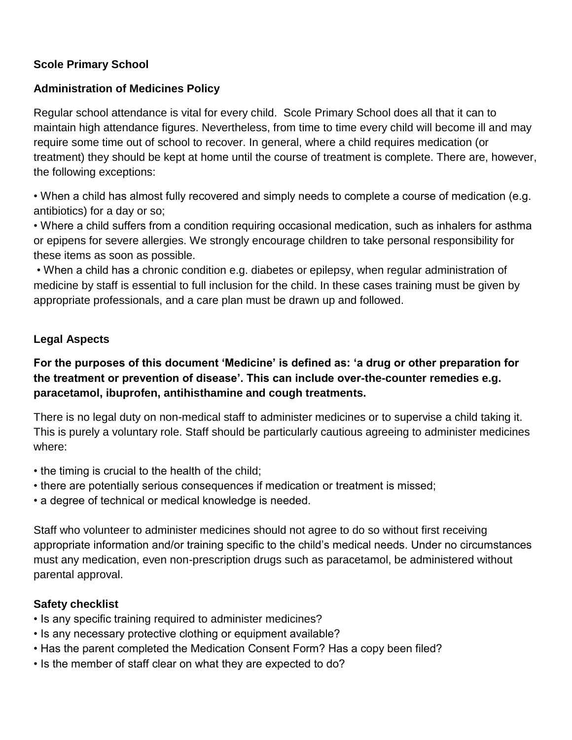**Scole Primary School**

**Administration of Medicines Policy**

Regular school attendance is vital for every child. Scole Primary School does all that it can to maintain high attendance figures. Nevertheless, from time to time every child will become ill and may require some time out of school to recover. In general, where a child requires medication (or treatment) they should be kept at home until the course of treatment is complete. There are, however, the following exceptions:

- When a child has almost fully recovered and simply needs to complete a course of medication (e.g. antibiotics) for a day or so;
- Where a child suffers from a condition requiring occasional medication, such as inhalers for asthma or epipens for severe allergies. We strongly encourage children to take personal responsibility for these items as soon as possible.
- When a child has a chronic condition e.g. diabetes or epilepsy, when regular administration of medicine by staff is essential to full inclusion for the child. In these cases training must be given by appropriate professionals, and a care plan must be drawn up and followed.

**Legal Aspects**

**For the purposes of this document 'Medicine' is defined as: 'a drug or other preparation for the treatment or prevention of disease'. This can include over-the-counter remedies e.g. paracetamol, ibuprofen, antihistamine and cough treatments.**

There is no legal duty on non-medical staff to administer medicines or to supervise a child taking it. This is purely a voluntary role. Staff should be particularly cautious agreeing to administer medicines where:

- the timing is crucial to the health of the child;
- there are potentially serious consequences if medication or treatment is missed;
- a degree of technical or medical knowledge is needed.

Staff who volunteer to administer medicines should not agree to do so without first receiving appropriate information and/or training specific to the child's medical needs. Under no circumstances must any medication, even non-prescription drugs such as paracetamol, be administered without parental approval.

**Safety checklist**

- Is any specific training required to administer medicines?
- Is any necessary protective clothing or equipment available?
- Has the parent completed the Medication Consent Form? Has a copy been filed?
- Is the member of staff clear on what they are expected to do?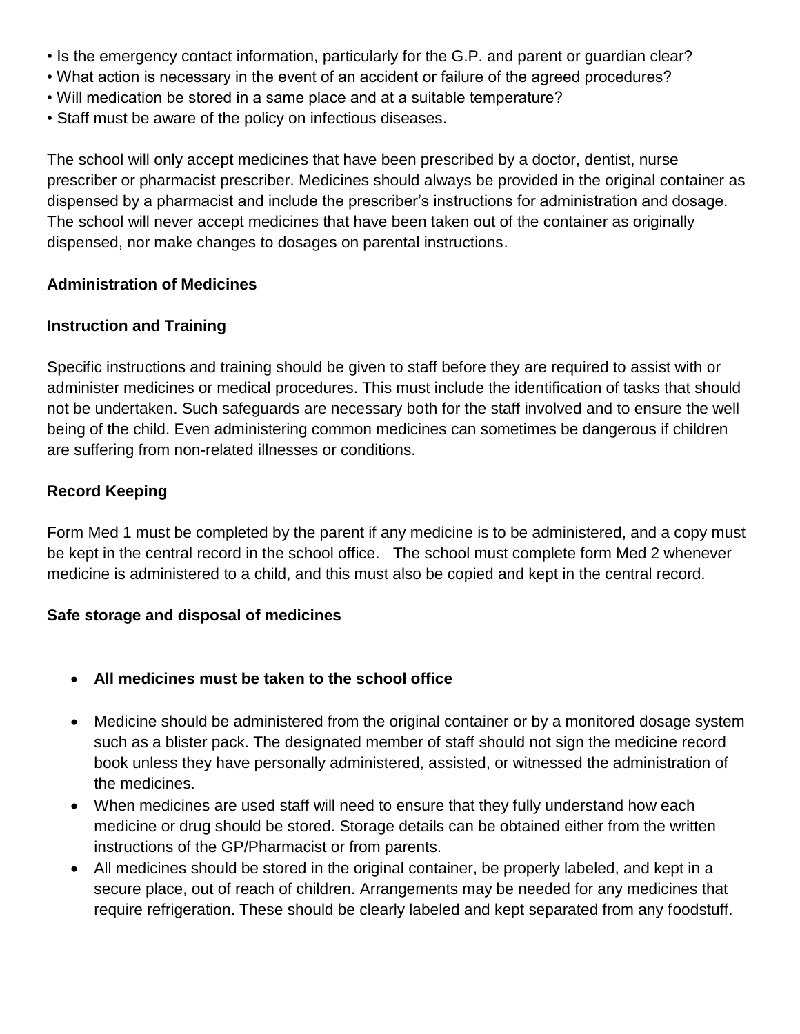- Is the emergency contact information, particularly for the G.P. and parent or guardian clear?
- What action is necessary in the event of an accident or failure of the agreed procedures?
- Will medication be stored in a same place and at a suitable temperature?
- Staff must be aware of the policy on infectious diseases.

The school will only accept medicines that have been prescribed by a doctor, dentist, nurse prescriber or pharmacist prescriber. Medicines should always be provided in the original container as dispensed by a pharmacist and include the prescriber's instructions for administration and dosage. The school will never accept medicines that have been taken out of the container as originally dispensed, nor make changes to dosages on parental instructions.

**Administration of Medicines**

**Instruction and Training**

Specific instructions and training should be given to staff before they are required to assist with or administer medicines or medical procedures. This must include the identification of tasks that should not be undertaken. Such safeguards are necessary both for the staff involved and to ensure the well being of the child. Even administering common medicines can sometimes be dangerous if children are suffering from non-related illnesses or conditions.

**Record Keeping**

Form Med 1 must be completed by the parent if any medicine is to be administered, and a copy must be kept in the central record in the school office. The school must complete form Med 2 whenever medicine is administered to a child, and this must also be copied and kept in the central record.

**Safe storage and disposal of medicines**

- **All medicines must be taken to the school office**
- Medicine should be administered from the original container or by a monitored dosage system such as a blister pack. The designated member of staff should not sign the medicine record book unless they have personally administered, assisted, or witnessed the administration of the medicines.
- When medicines are used staff will need to ensure that they fully understand how each medicine or drug should be stored. Storage details can be obtained either from the written instructions of the GP/Pharmacist or from parents.
- All medicines should be stored in the original container, be properly labeled, and kept in a secure place, out of reach of children. Arrangements may be needed for any medicines that require refrigeration. These should be clearly labeled and kept separated from any foodstuff.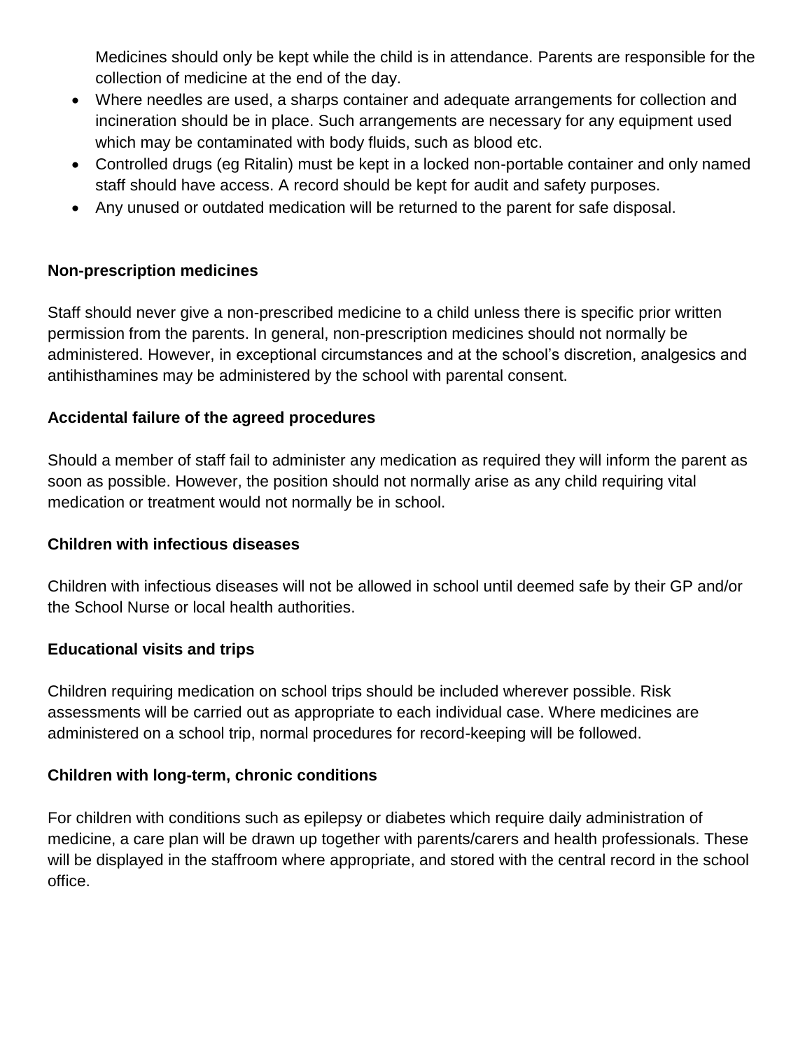Medicines should only be kept while the child is in attendance. Parents are responsible for the collection of medicine at the end of the day.

- Where needles are used, a sharps container and adequate arrangements for collection and incineration should be in place. Such arrangements are necessary for any equipment used which may be contaminated with body fluids, such as blood etc.
- Controlled drugs (eg Ritalin) must be kept in a locked non-portable container and only named staff should have access. A record should be kept for audit and safety purposes.
- Any unused or outdated medication will be returned to the parent for safe disposal.

**Non-prescription medicines**

Staff should never give a non-prescribed medicine to a child unless there is specific prior written permission from the parents. In general, non-prescription medicines should not normally be administered. However, in exceptional circumstances and at the school's discretion, analgesics and antihisthamines may be administered by the school with parental consent.

**Accidental failure of the agreed procedures**

Should a member of staff fail to administer any medication as required they will inform the parent as soon as possible. However, the position should not normally arise as any child requiring vital medication or treatment would not normally be in school.

**Children with infectious diseases**

Children with infectious diseases will not be allowed in school until deemed safe by their GP and/or the School Nurse or local health authorities.

**Educational visits and trips**

Children requiring medication on school trips should be included wherever possible. Risk assessments will be carried out as appropriate to each individual case. Where medicines are administered on a school trip, normal procedures for record-keeping will be followed.

**Children with long-term, chronic conditions**

For children with conditions such as epilepsy or diabetes which require daily administration of medicine, a care plan will be drawn up together with parents/carers and health professionals. These will be displayed in the staffroom where appropriate, and stored with the central record in the school office.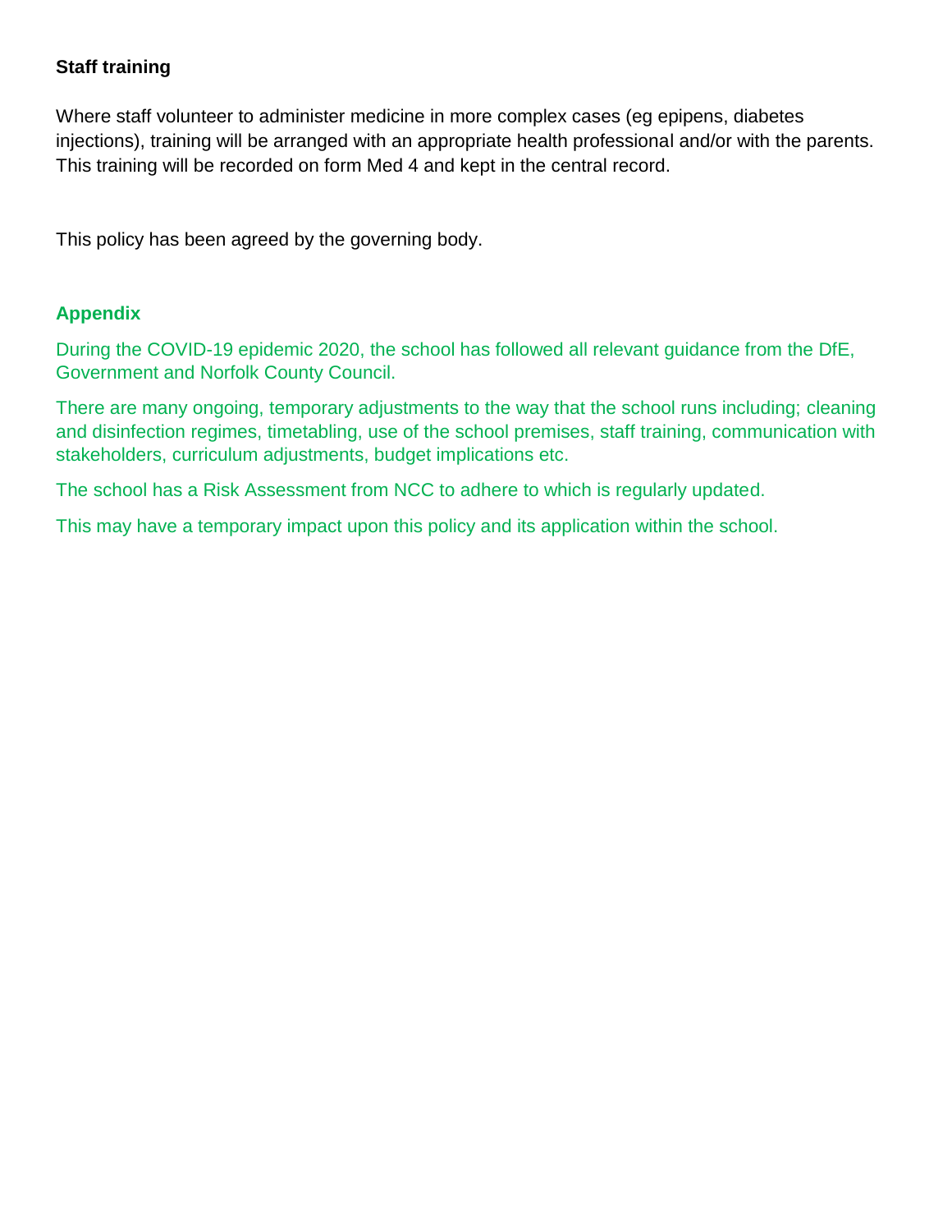**Staff training**

Where staff volunteer to administer medicine in more complex cases (eg epipens, diabetes injections), training will be arranged with an appropriate health professional and/or with the parents. This training will be recorded on form Med 4 and kept in the central record.

This policy has been agreed by the governing body.

**Appendix**

During the COVID-19 epidemic 2020, the school has followed all relevant guidance from the DfE, Government and Norfolk County Council.

There are many ongoing, temporary adjustments to the way that the school runs including; cleaning and disinfection regimes, timetabling, use of the school premises, staff training, communication with stakeholders, curriculum adjustments, budget implications etc.

The school has a Risk Assessment from NCC to adhere to which is regularly updated.

This may have a temporary impact upon this policy and its application within the school.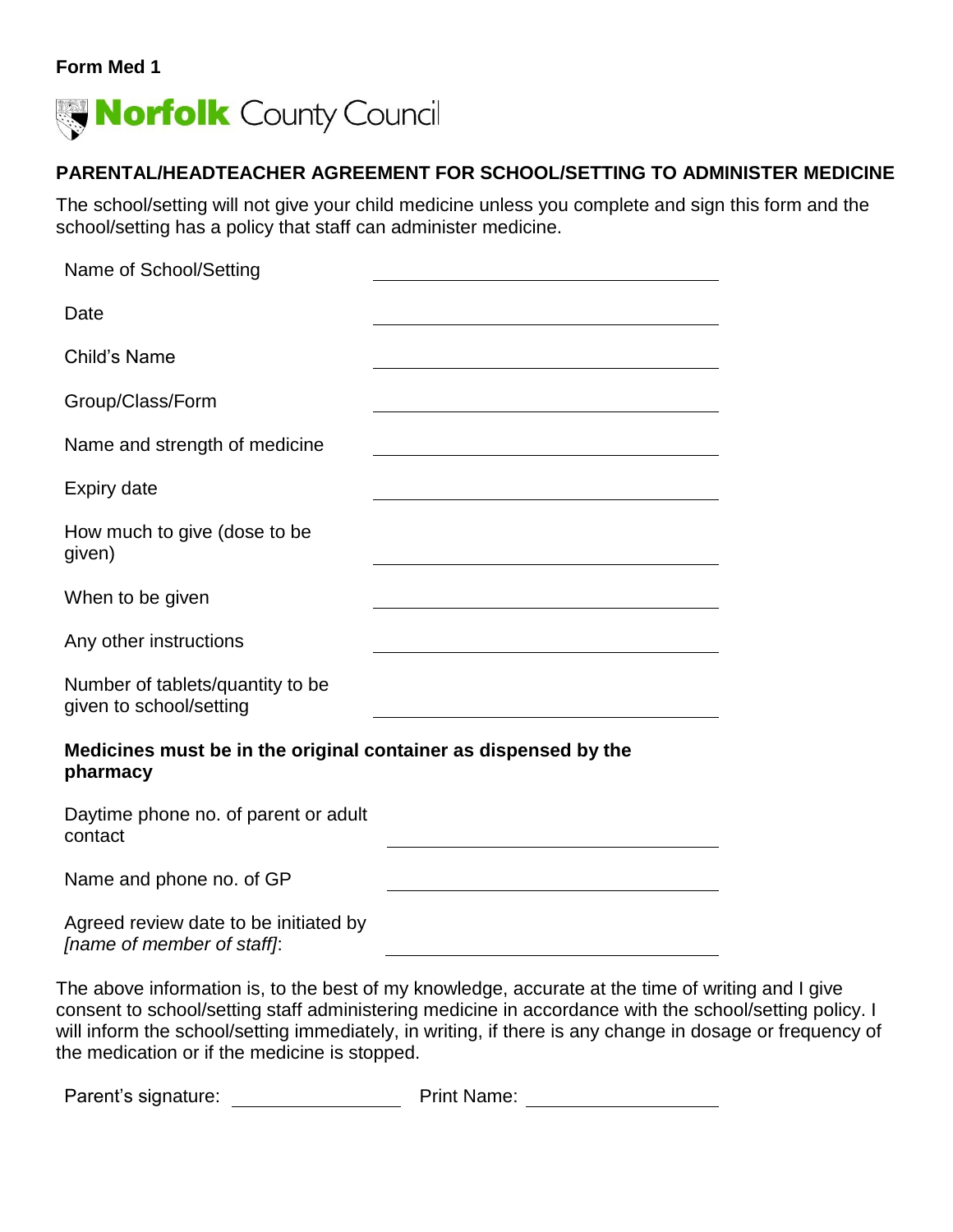**Form Med 1**

Norfolk County Council

## PARENTAL/HEADTEACHER AGREEMENT FOR SCHOOL/SETTING TO ADMINISTER MEDICINE

The school/setting will not give your child medicine unless you complete and sign this form and the school/setting has a policy that staff can administer medicine.

| | |
|---|---|
| Name of School/Setting | ______________________ |
| Date | ______________________ |
| Child's Name | ______________________ |
| Group/Class/Form | ______________________ |
| Name and strength of medicine | ______________________ |
| Expiry date | ______________________ |
| How much to give (dose to be given) | ______________________ |
| When to be given | ______________________ |
| Any other instructions | ______________________ |
| Number of tablets/quantity to be given to school/setting | ______________________ |

**Medicines must be in the original container as dispensed by the pharmacy**

| | |
|---|---|
| Daytime phone no. of parent or adult contact | ______________________ |
| Name and phone no. of GP | ______________________ |
| Agreed review date to be initiated by *[name of member of staff]*: | ______________________ |

The above information is, to the best of my knowledge, accurate at the time of writing and I give consent to school/setting staff administering medicine in accordance with the school/setting policy. I will inform the school/setting immediately, in writing, if there is any change in dosage or frequency of the medication or if the medicine is stopped.

Parent's signature: ________________ Print Name: ________________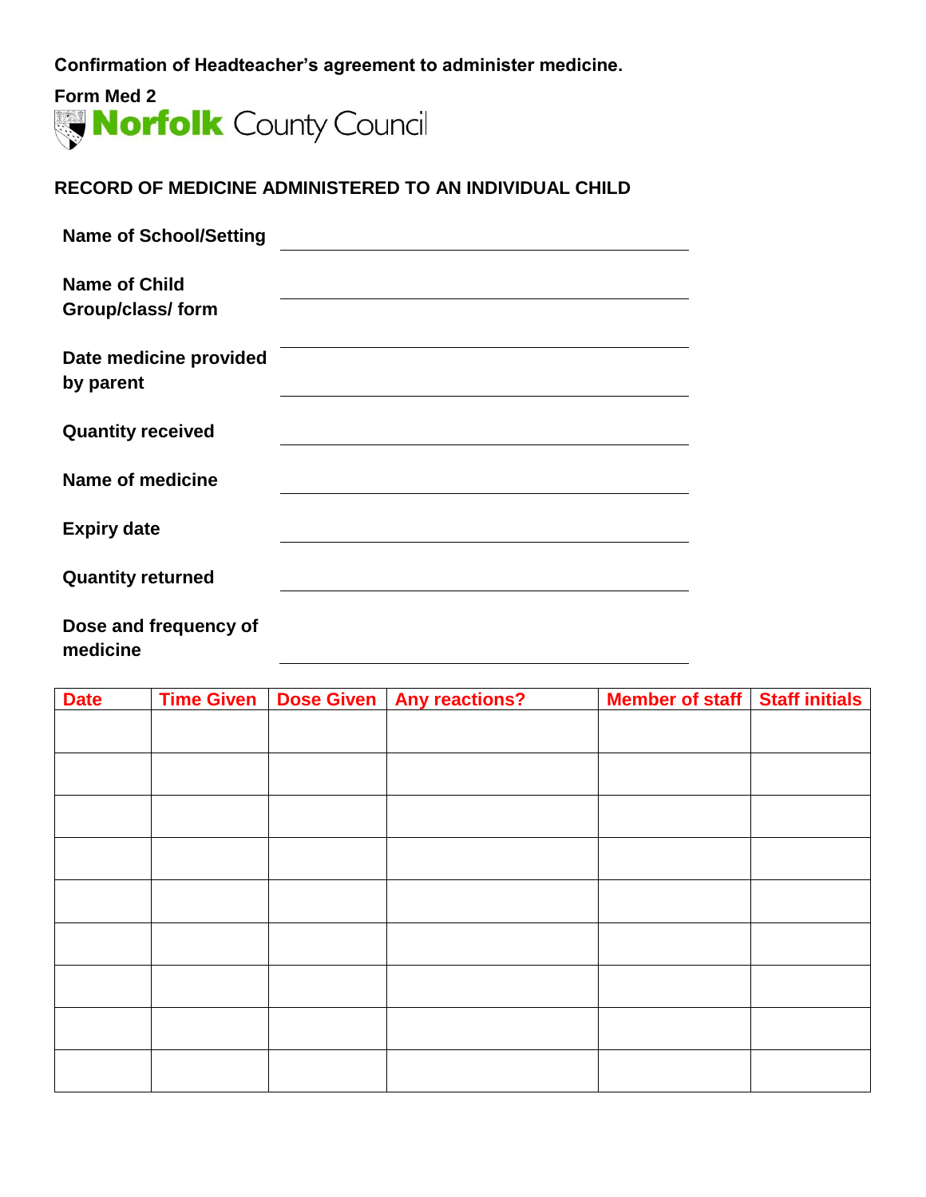**Confirmation of Headteacher's agreement to administer medicine.**

**Form Med 2**

Norfolk County Council

## RECORD OF MEDICINE ADMINISTERED TO AN INDIVIDUAL CHILD

**Name of School/Setting** \_\_\_\_\_\_\_\_\_\_\_\_\_\_\_\_\_\_\_\_\_\_\_\_\_\_\_\_\_\_

**Name of Child** \_\_\_\_\_\_\_\_\_\_\_\_\_\_\_\_\_\_\_\_\_\_\_\_\_\_\_\_\_\_

**Group/class/ form** \_\_\_\_\_\_\_\_\_\_\_\_\_\_\_\_\_\_\_\_\_\_\_\_\_\_\_\_\_\_

**Date medicine provided by parent** \_\_\_\_\_\_\_\_\_\_\_\_\_\_\_\_\_\_\_\_\_\_\_\_\_\_\_\_\_\_

**Quantity received** \_\_\_\_\_\_\_\_\_\_\_\_\_\_\_\_\_\_\_\_\_\_\_\_\_\_\_\_\_\_

**Name of medicine** \_\_\_\_\_\_\_\_\_\_\_\_\_\_\_\_\_\_\_\_\_\_\_\_\_\_\_\_\_\_

**Expiry date** \_\_\_\_\_\_\_\_\_\_\_\_\_\_\_\_\_\_\_\_\_\_\_\_\_\_\_\_\_\_

**Quantity returned** \_\_\_\_\_\_\_\_\_\_\_\_\_\_\_\_\_\_\_\_\_\_\_\_\_\_\_\_\_\_

**Dose and frequency of medicine** \_\_\_\_\_\_\_\_\_\_\_\_\_\_\_\_\_\_\_\_\_\_\_\_\_\_\_\_\_\_

| Date | Time Given | Dose Given | Any reactions? | Member of staff | Staff initials |
|---|---|---|---|---|---|
| | | | | | |
| | | | | | |
| | | | | | |
| | | | | | |
| | | | | | |
| | | | | | |
| | | | | | |
| | | | | | |
| | | | | | |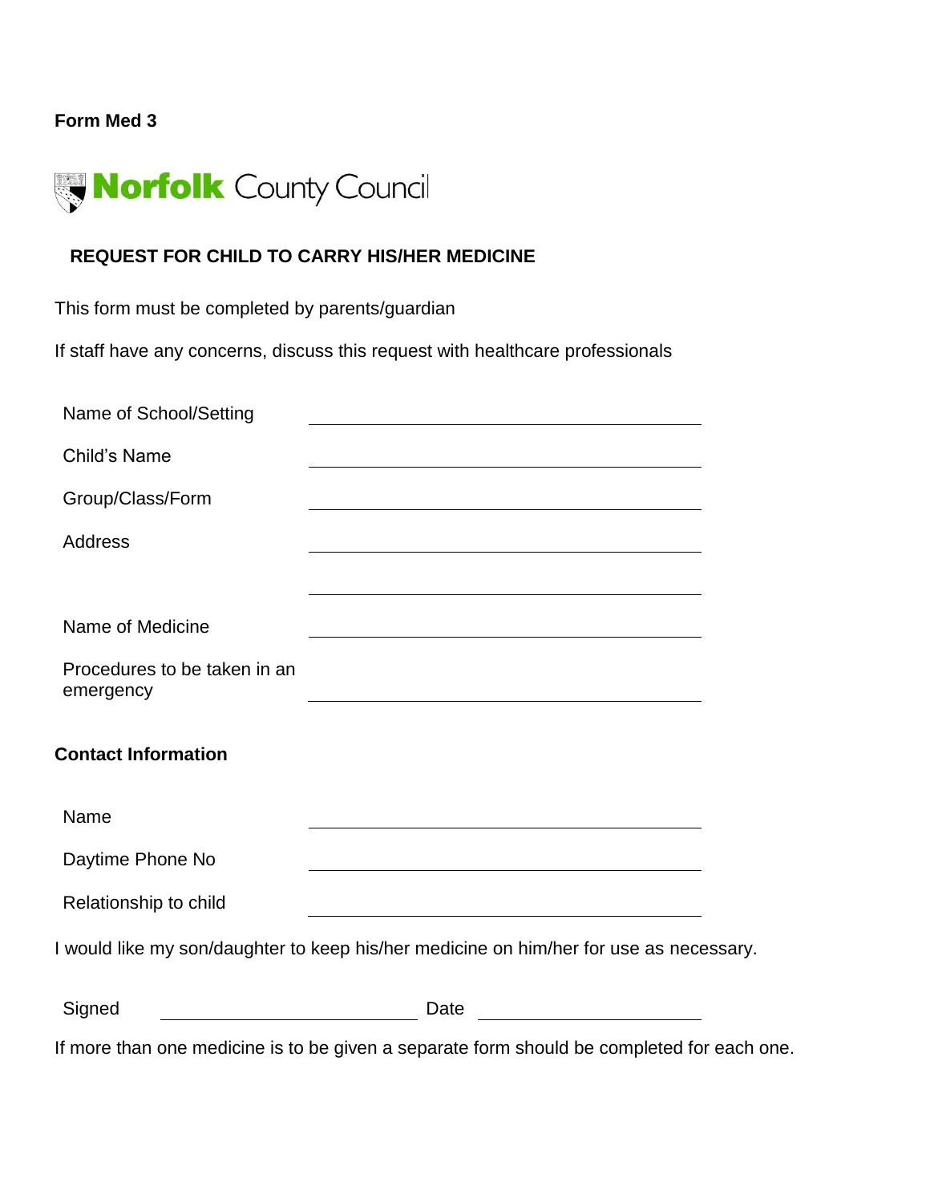**Form Med 3**

Norfolk County Council

## REQUEST FOR CHILD TO CARRY HIS/HER MEDICINE

This form must be completed by parents/guardian

If staff have any concerns, discuss this request with healthcare professionals

| | |
|---|---|
| Name of School/Setting | |
| Child's Name | |
| Group/Class/Form | |
| Address | |
| | |
| Name of Medicine | |
| Procedures to be taken in an emergency | |

**Contact Information**

| | |
|---|---|
| Name | |
| Daytime Phone No | |
| Relationship to child | |

I would like my son/daughter to keep his/her medicine on him/her for use as necessary.

Signed \_\_\_\_\_\_\_\_\_\_\_\_\_\_\_\_\_\_\_\_ Date \_\_\_\_\_\_\_\_\_\_\_\_\_\_\_\_\_\_\_\_

If more than one medicine is to be given a separate form should be completed for each one.